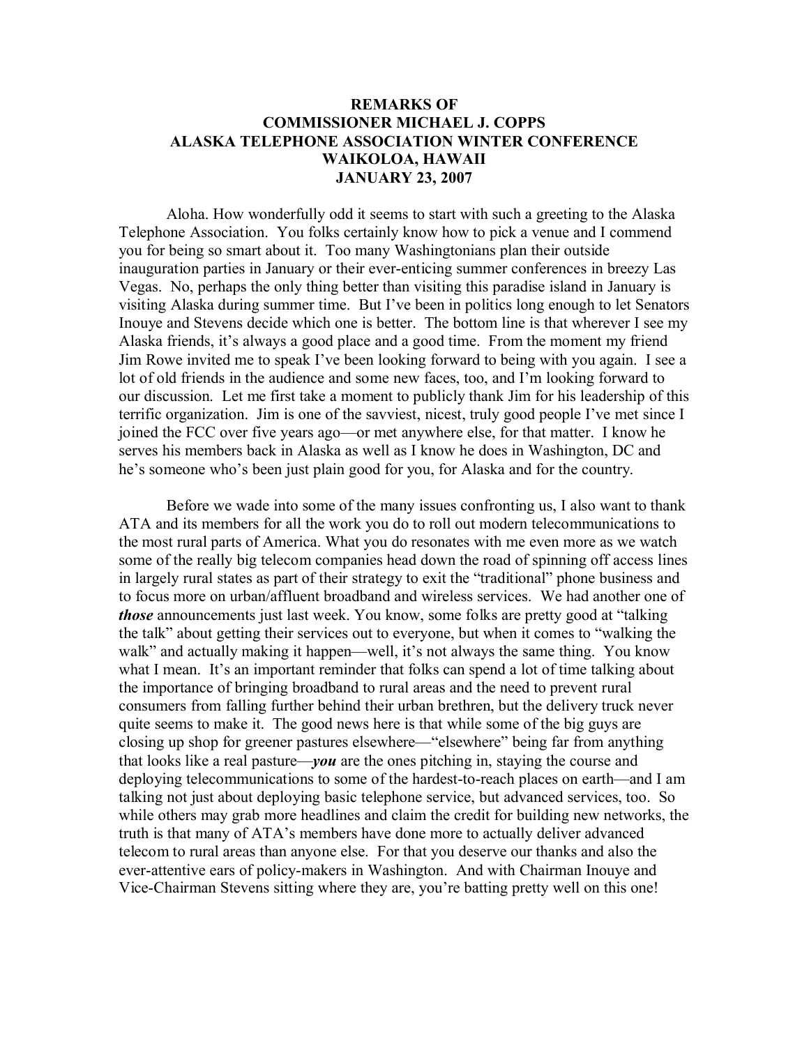**REMARKS OF**
**COMMISSIONER MICHAEL J. COPPS**
**ALASKA TELEPHONE ASSOCIATION WINTER CONFERENCE**
**WAIKOLOA, HAWAII**
**JANUARY 23, 2007**

Aloha. How wonderfully odd it seems to start with such a greeting to the Alaska Telephone Association. You folks certainly know how to pick a venue and I commend you for being so smart about it. Too many Washingtonians plan their outside inauguration parties in January or their ever-enticing summer conferences in breezy Las Vegas. No, perhaps the only thing better than visiting this paradise island in January is visiting Alaska during summer time. But I've been in politics long enough to let Senators Inouye and Stevens decide which one is better. The bottom line is that wherever I see my Alaska friends, it's always a good place and a good time. From the moment my friend Jim Rowe invited me to speak I've been looking forward to being with you again. I see a lot of old friends in the audience and some new faces, too, and I'm looking forward to our discussion. Let me first take a moment to publicly thank Jim for his leadership of this terrific organization. Jim is one of the savviest, nicest, truly good people I've met since I joined the FCC over five years ago—or met anywhere else, for that matter. I know he serves his members back in Alaska as well as I know he does in Washington, DC and he's someone who's been just plain good for you, for Alaska and for the country.

Before we wade into some of the many issues confronting us, I also want to thank ATA and its members for all the work you do to roll out modern telecommunications to the most rural parts of America. What you do resonates with me even more as we watch some of the really big telecom companies head down the road of spinning off access lines in largely rural states as part of their strategy to exit the "traditional" phone business and to focus more on urban/affluent broadband and wireless services. We had another one of ***those*** announcements just last week. You know, some folks are pretty good at "talking the talk" about getting their services out to everyone, but when it comes to "walking the walk" and actually making it happen—well, it's not always the same thing. You know what I mean. It's an important reminder that folks can spend a lot of time talking about the importance of bringing broadband to rural areas and the need to prevent rural consumers from falling further behind their urban brethren, but the delivery truck never quite seems to make it. The good news here is that while some of the big guys are closing up shop for greener pastures elsewhere—"elsewhere" being far from anything that looks like a real pasture—***you*** are the ones pitching in, staying the course and deploying telecommunications to some of the hardest-to-reach places on earth—and I am talking not just about deploying basic telephone service, but advanced services, too. So while others may grab more headlines and claim the credit for building new networks, the truth is that many of ATA's members have done more to actually deliver advanced telecom to rural areas than anyone else. For that you deserve our thanks and also the ever-attentive ears of policy-makers in Washington. And with Chairman Inouye and Vice-Chairman Stevens sitting where they are, you're batting pretty well on this one!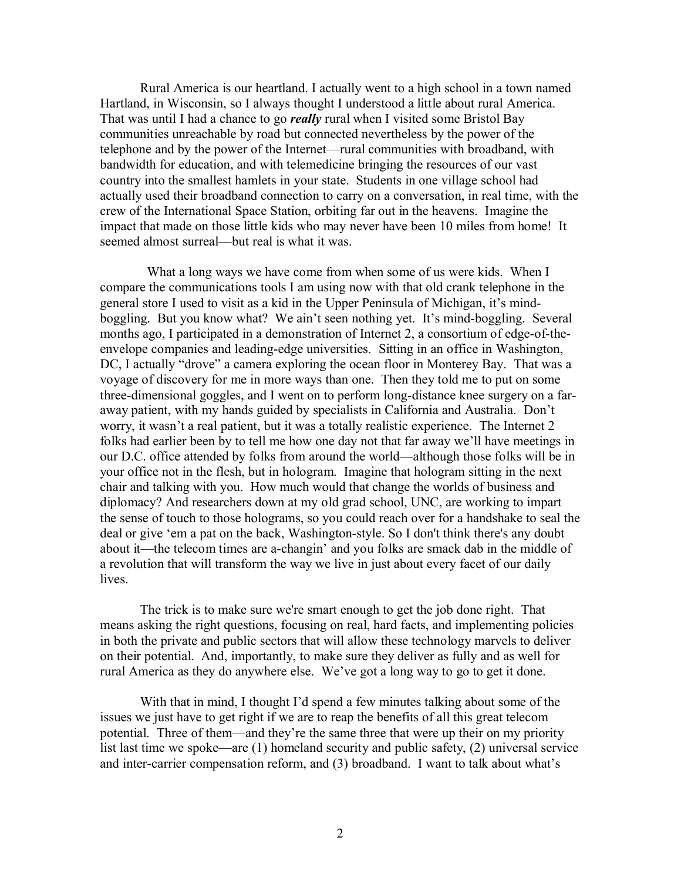Rural America is our heartland. I actually went to a high school in a town named Hartland, in Wisconsin, so I always thought I understood a little about rural America. That was until I had a chance to go ***really*** rural when I visited some Bristol Bay communities unreachable by road but connected nevertheless by the power of the telephone and by the power of the Internet—rural communities with broadband, with bandwidth for education, and with telemedicine bringing the resources of our vast country into the smallest hamlets in your state. Students in one village school had actually used their broadband connection to carry on a conversation, in real time, with the crew of the International Space Station, orbiting far out in the heavens. Imagine the impact that made on those little kids who may never have been 10 miles from home! It seemed almost surreal—but real is what it was.

What a long ways we have come from when some of us were kids. When I compare the communications tools I am using now with that old crank telephone in the general store I used to visit as a kid in the Upper Peninsula of Michigan, it's mind-boggling. But you know what? We ain't seen nothing yet. It's mind-boggling. Several months ago, I participated in a demonstration of Internet 2, a consortium of edge-of-the-envelope companies and leading-edge universities. Sitting in an office in Washington, DC, I actually "drove" a camera exploring the ocean floor in Monterey Bay. That was a voyage of discovery for me in more ways than one. Then they told me to put on some three-dimensional goggles, and I went on to perform long-distance knee surgery on a far-away patient, with my hands guided by specialists in California and Australia. Don't worry, it wasn't a real patient, but it was a totally realistic experience. The Internet 2 folks had earlier been by to tell me how one day not that far away we'll have meetings in our D.C. office attended by folks from around the world—although those folks will be in your office not in the flesh, but in hologram. Imagine that hologram sitting in the next chair and talking with you. How much would that change the worlds of business and diplomacy? And researchers down at my old grad school, UNC, are working to impart the sense of touch to those holograms, so you could reach over for a handshake to seal the deal or give 'em a pat on the back, Washington-style. So I don't think there's any doubt about it—the telecom times are a-changin' and you folks are smack dab in the middle of a revolution that will transform the way we live in just about every facet of our daily lives.

The trick is to make sure we're smart enough to get the job done right. That means asking the right questions, focusing on real, hard facts, and implementing policies in both the private and public sectors that will allow these technology marvels to deliver on their potential. And, importantly, to make sure they deliver as fully and as well for rural America as they do anywhere else. We've got a long way to go to get it done.

With that in mind, I thought I'd spend a few minutes talking about some of the issues we just have to get right if we are to reap the benefits of all this great telecom potential. Three of them—and they're the same three that were up their on my priority list last time we spoke—are (1) homeland security and public safety, (2) universal service and inter-carrier compensation reform, and (3) broadband. I want to talk about what's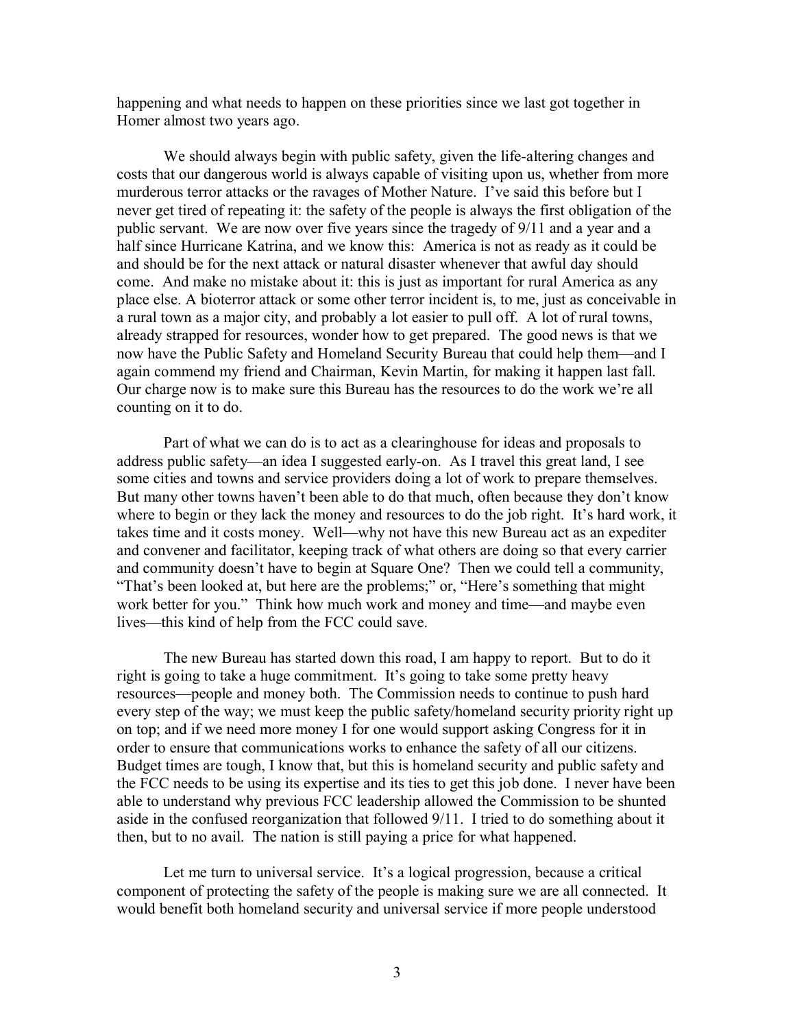happening and what needs to happen on these priorities since we last got together in Homer almost two years ago.

We should always begin with public safety, given the life-altering changes and costs that our dangerous world is always capable of visiting upon us, whether from more murderous terror attacks or the ravages of Mother Nature. I've said this before but I never get tired of repeating it: the safety of the people is always the first obligation of the public servant. We are now over five years since the tragedy of 9/11 and a year and a half since Hurricane Katrina, and we know this: America is not as ready as it could be and should be for the next attack or natural disaster whenever that awful day should come. And make no mistake about it: this is just as important for rural America as any place else. A bioterror attack or some other terror incident is, to me, just as conceivable in a rural town as a major city, and probably a lot easier to pull off. A lot of rural towns, already strapped for resources, wonder how to get prepared. The good news is that we now have the Public Safety and Homeland Security Bureau that could help them—and I again commend my friend and Chairman, Kevin Martin, for making it happen last fall. Our charge now is to make sure this Bureau has the resources to do the work we're all counting on it to do.

Part of what we can do is to act as a clearinghouse for ideas and proposals to address public safety—an idea I suggested early-on. As I travel this great land, I see some cities and towns and service providers doing a lot of work to prepare themselves. But many other towns haven't been able to do that much, often because they don't know where to begin or they lack the money and resources to do the job right. It's hard work, it takes time and it costs money. Well—why not have this new Bureau act as an expediter and convener and facilitator, keeping track of what others are doing so that every carrier and community doesn't have to begin at Square One? Then we could tell a community, "That's been looked at, but here are the problems;" or, "Here's something that might work better for you." Think how much work and money and time—and maybe even lives—this kind of help from the FCC could save.

The new Bureau has started down this road, I am happy to report. But to do it right is going to take a huge commitment. It's going to take some pretty heavy resources—people and money both. The Commission needs to continue to push hard every step of the way; we must keep the public safety/homeland security priority right up on top; and if we need more money I for one would support asking Congress for it in order to ensure that communications works to enhance the safety of all our citizens. Budget times are tough, I know that, but this is homeland security and public safety and the FCC needs to be using its expertise and its ties to get this job done. I never have been able to understand why previous FCC leadership allowed the Commission to be shunted aside in the confused reorganization that followed 9/11. I tried to do something about it then, but to no avail. The nation is still paying a price for what happened.

Let me turn to universal service. It's a logical progression, because a critical component of protecting the safety of the people is making sure we are all connected. It would benefit both homeland security and universal service if more people understood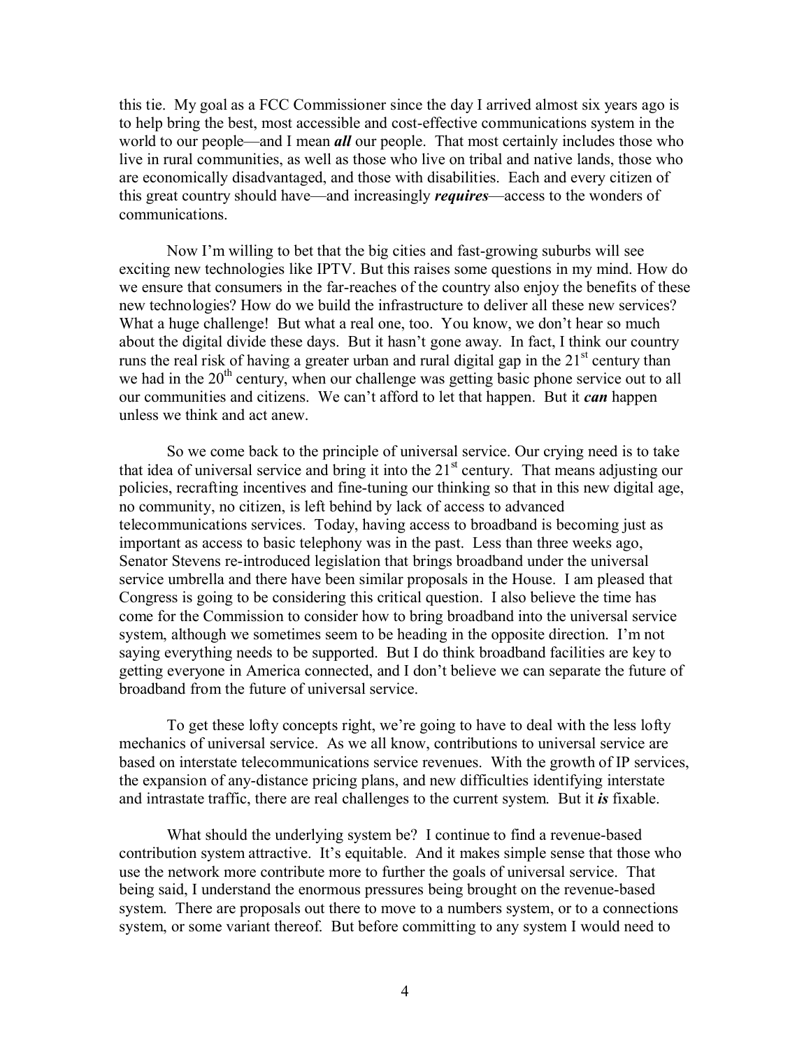this tie. My goal as a FCC Commissioner since the day I arrived almost six years ago is to help bring the best, most accessible and cost-effective communications system in the world to our people—and I mean ***all*** our people. That most certainly includes those who live in rural communities, as well as those who live on tribal and native lands, those who are economically disadvantaged, and those with disabilities. Each and every citizen of this great country should have—and increasingly ***requires***—access to the wonders of communications.

Now I'm willing to bet that the big cities and fast-growing suburbs will see exciting new technologies like IPTV. But this raises some questions in my mind. How do we ensure that consumers in the far-reaches of the country also enjoy the benefits of these new technologies? How do we build the infrastructure to deliver all these new services? What a huge challenge! But what a real one, too. You know, we don't hear so much about the digital divide these days. But it hasn't gone away. In fact, I think our country runs the real risk of having a greater urban and rural digital gap in the 21st century than we had in the 20th century, when our challenge was getting basic phone service out to all our communities and citizens. We can't afford to let that happen. But it ***can*** happen unless we think and act anew.

So we come back to the principle of universal service. Our crying need is to take that idea of universal service and bring it into the 21st century. That means adjusting our policies, recrafting incentives and fine-tuning our thinking so that in this new digital age, no community, no citizen, is left behind by lack of access to advanced telecommunications services. Today, having access to broadband is becoming just as important as access to basic telephony was in the past. Less than three weeks ago, Senator Stevens re-introduced legislation that brings broadband under the universal service umbrella and there have been similar proposals in the House. I am pleased that Congress is going to be considering this critical question. I also believe the time has come for the Commission to consider how to bring broadband into the universal service system, although we sometimes seem to be heading in the opposite direction. I'm not saying everything needs to be supported. But I do think broadband facilities are key to getting everyone in America connected, and I don't believe we can separate the future of broadband from the future of universal service.

To get these lofty concepts right, we're going to have to deal with the less lofty mechanics of universal service. As we all know, contributions to universal service are based on interstate telecommunications service revenues. With the growth of IP services, the expansion of any-distance pricing plans, and new difficulties identifying interstate and intrastate traffic, there are real challenges to the current system. But it ***is*** fixable.

What should the underlying system be? I continue to find a revenue-based contribution system attractive. It's equitable. And it makes simple sense that those who use the network more contribute more to further the goals of universal service. That being said, I understand the enormous pressures being brought on the revenue-based system. There are proposals out there to move to a numbers system, or to a connections system, or some variant thereof. But before committing to any system I would need to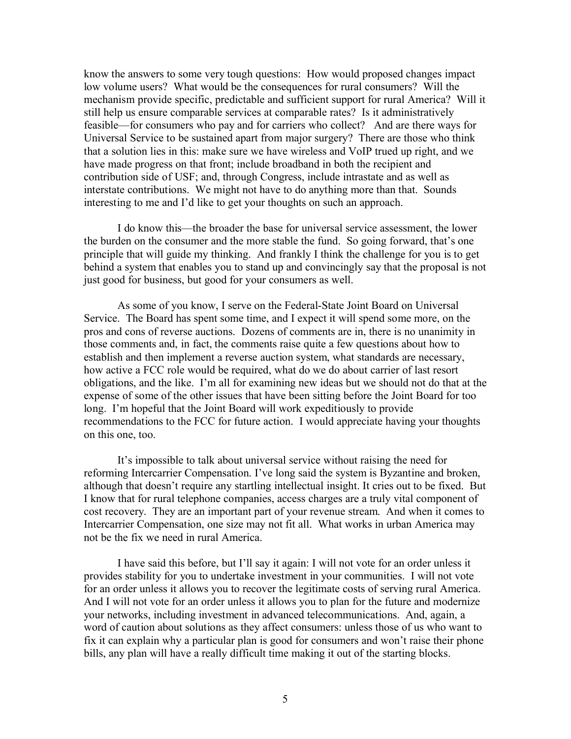know the answers to some very tough questions: How would proposed changes impact low volume users? What would be the consequences for rural consumers? Will the mechanism provide specific, predictable and sufficient support for rural America? Will it still help us ensure comparable services at comparable rates? Is it administratively feasible—for consumers who pay and for carriers who collect? And are there ways for Universal Service to be sustained apart from major surgery? There are those who think that a solution lies in this: make sure we have wireless and VoIP trued up right, and we have made progress on that front; include broadband in both the recipient and contribution side of USF; and, through Congress, include intrastate and as well as interstate contributions. We might not have to do anything more than that. Sounds interesting to me and I'd like to get your thoughts on such an approach.

I do know this—the broader the base for universal service assessment, the lower the burden on the consumer and the more stable the fund. So going forward, that's one principle that will guide my thinking. And frankly I think the challenge for you is to get behind a system that enables you to stand up and convincingly say that the proposal is not just good for business, but good for your consumers as well.

As some of you know, I serve on the Federal-State Joint Board on Universal Service. The Board has spent some time, and I expect it will spend some more, on the pros and cons of reverse auctions. Dozens of comments are in, there is no unanimity in those comments and, in fact, the comments raise quite a few questions about how to establish and then implement a reverse auction system, what standards are necessary, how active a FCC role would be required, what do we do about carrier of last resort obligations, and the like. I'm all for examining new ideas but we should not do that at the expense of some of the other issues that have been sitting before the Joint Board for too long. I'm hopeful that the Joint Board will work expeditiously to provide recommendations to the FCC for future action. I would appreciate having your thoughts on this one, too.

It's impossible to talk about universal service without raising the need for reforming Intercarrier Compensation. I've long said the system is Byzantine and broken, although that doesn't require any startling intellectual insight. It cries out to be fixed. But I know that for rural telephone companies, access charges are a truly vital component of cost recovery. They are an important part of your revenue stream. And when it comes to Intercarrier Compensation, one size may not fit all. What works in urban America may not be the fix we need in rural America.

I have said this before, but I'll say it again: I will not vote for an order unless it provides stability for you to undertake investment in your communities. I will not vote for an order unless it allows you to recover the legitimate costs of serving rural America. And I will not vote for an order unless it allows you to plan for the future and modernize your networks, including investment in advanced telecommunications. And, again, a word of caution about solutions as they affect consumers: unless those of us who want to fix it can explain why a particular plan is good for consumers and won't raise their phone bills, any plan will have a really difficult time making it out of the starting blocks.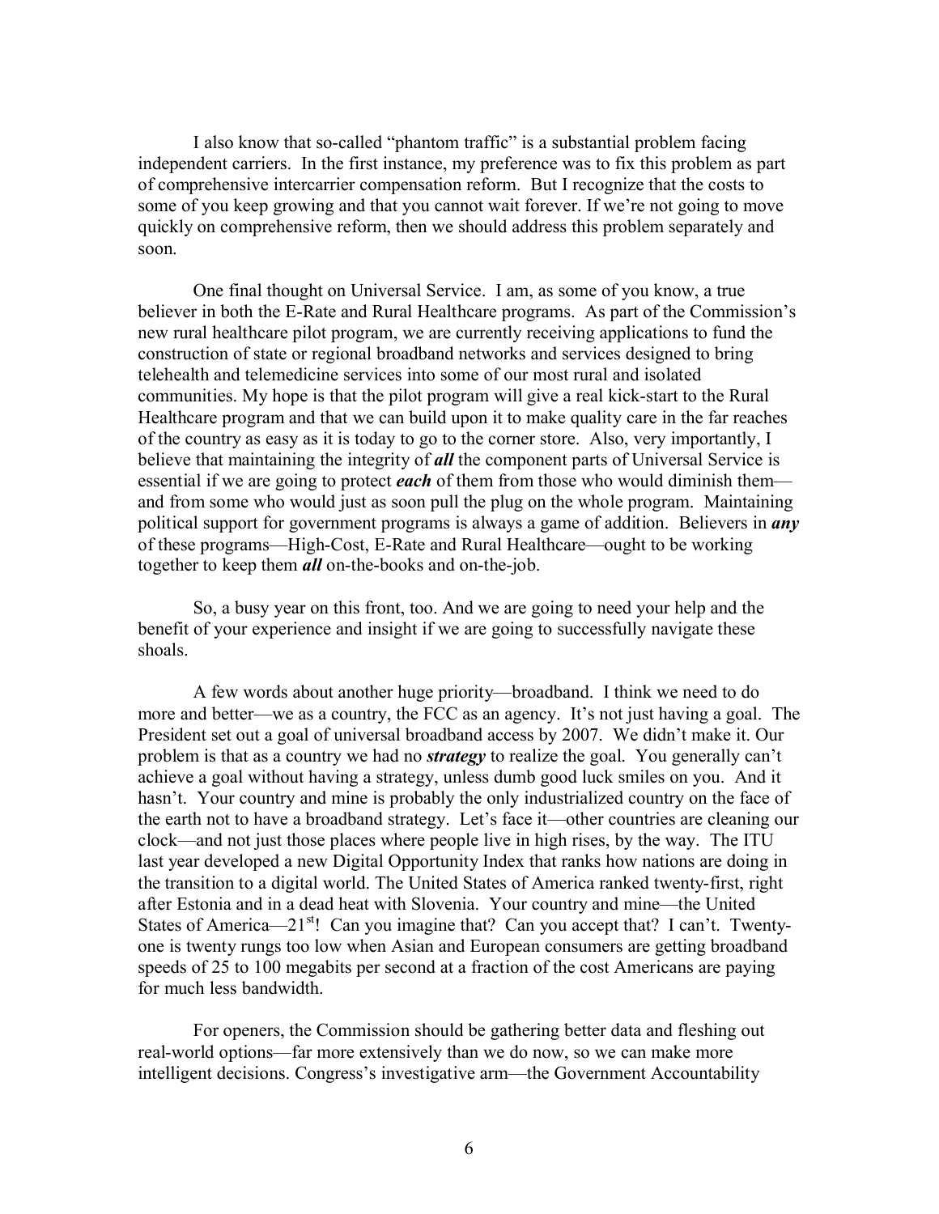I also know that so-called "phantom traffic" is a substantial problem facing independent carriers. In the first instance, my preference was to fix this problem as part of comprehensive intercarrier compensation reform. But I recognize that the costs to some of you keep growing and that you cannot wait forever. If we're not going to move quickly on comprehensive reform, then we should address this problem separately and soon.

One final thought on Universal Service. I am, as some of you know, a true believer in both the E-Rate and Rural Healthcare programs. As part of the Commission's new rural healthcare pilot program, we are currently receiving applications to fund the construction of state or regional broadband networks and services designed to bring telehealth and telemedicine services into some of our most rural and isolated communities. My hope is that the pilot program will give a real kick-start to the Rural Healthcare program and that we can build upon it to make quality care in the far reaches of the country as easy as it is today to go to the corner store. Also, very importantly, I believe that maintaining the integrity of ***all*** the component parts of Universal Service is essential if we are going to protect ***each*** of them from those who would diminish them—and from some who would just as soon pull the plug on the whole program. Maintaining political support for government programs is always a game of addition. Believers in ***any*** of these programs—High-Cost, E-Rate and Rural Healthcare—ought to be working together to keep them ***all*** on-the-books and on-the-job.

So, a busy year on this front, too. And we are going to need your help and the benefit of your experience and insight if we are going to successfully navigate these shoals.

A few words about another huge priority—broadband. I think we need to do more and better—we as a country, the FCC as an agency. It's not just having a goal. The President set out a goal of universal broadband access by 2007. We didn't make it. Our problem is that as a country we had no ***strategy*** to realize the goal. You generally can't achieve a goal without having a strategy, unless dumb good luck smiles on you. And it hasn't. Your country and mine is probably the only industrialized country on the face of the earth not to have a broadband strategy. Let's face it—other countries are cleaning our clock—and not just those places where people live in high rises, by the way. The ITU last year developed a new Digital Opportunity Index that ranks how nations are doing in the transition to a digital world. The United States of America ranked twenty-first, right after Estonia and in a dead heat with Slovenia. Your country and mine—the United States of America—21st! Can you imagine that? Can you accept that? I can't. Twenty-one is twenty rungs too low when Asian and European consumers are getting broadband speeds of 25 to 100 megabits per second at a fraction of the cost Americans are paying for much less bandwidth.

For openers, the Commission should be gathering better data and fleshing out real-world options—far more extensively than we do now, so we can make more intelligent decisions. Congress's investigative arm—the Government Accountability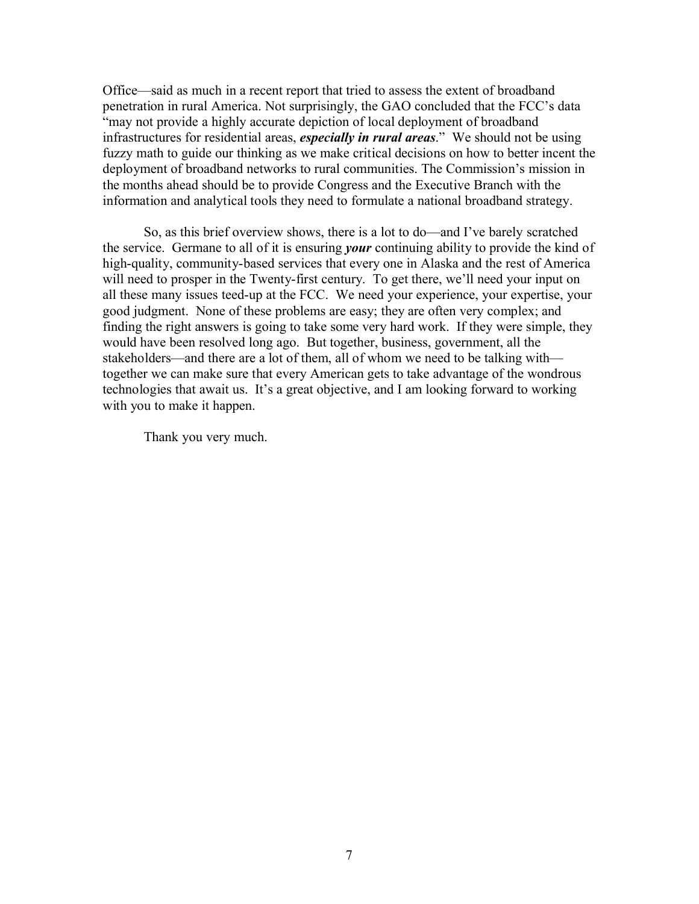Office—said as much in a recent report that tried to assess the extent of broadband penetration in rural America. Not surprisingly, the GAO concluded that the FCC's data "may not provide a highly accurate depiction of local deployment of broadband infrastructures for residential areas, ***especially in rural areas***." We should not be using fuzzy math to guide our thinking as we make critical decisions on how to better incent the deployment of broadband networks to rural communities. The Commission's mission in the months ahead should be to provide Congress and the Executive Branch with the information and analytical tools they need to formulate a national broadband strategy.

So, as this brief overview shows, there is a lot to do—and I've barely scratched the service. Germane to all of it is ensuring ***your*** continuing ability to provide the kind of high-quality, community-based services that every one in Alaska and the rest of America will need to prosper in the Twenty-first century. To get there, we'll need your input on all these many issues teed-up at the FCC. We need your experience, your expertise, your good judgment. None of these problems are easy; they are often very complex; and finding the right answers is going to take some very hard work. If they were simple, they would have been resolved long ago. But together, business, government, all the stakeholders—and there are a lot of them, all of whom we need to be talking with—together we can make sure that every American gets to take advantage of the wondrous technologies that await us. It's a great objective, and I am looking forward to working with you to make it happen.

Thank you very much.